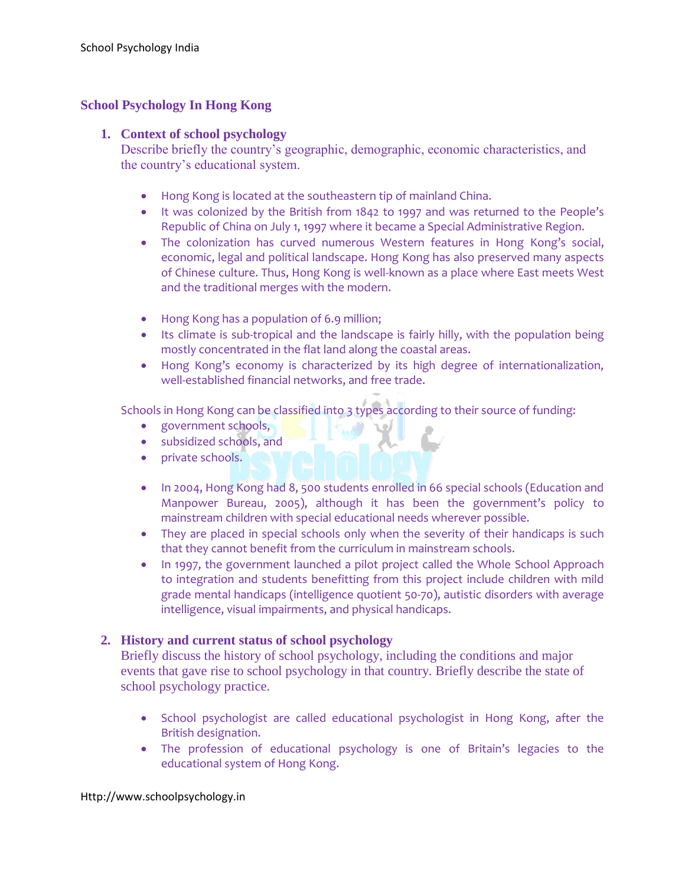## School Psychology In Hong Kong

1. **Context of school psychology**
   Describe briefly the country's geographic, demographic, economic characteristics, and the country's educational system.

   - Hong Kong is located at the southeastern tip of mainland China.
   - It was colonized by the British from 1842 to 1997 and was returned to the People's Republic of China on July 1, 1997 where it became a Special Administrative Region.
   - The colonization has curved numerous Western features in Hong Kong's social, economic, legal and political landscape. Hong Kong has also preserved many aspects of Chinese culture. Thus, Hong Kong is well-known as a place where East meets West and the traditional merges with the modern.

   - Hong Kong has a population of 6.9 million;
   - Its climate is sub-tropical and the landscape is fairly hilly, with the population being mostly concentrated in the flat land along the coastal areas.
   - Hong Kong's economy is characterized by its high degree of internationalization, well-established financial networks, and free trade.

   Schools in Hong Kong can be classified into 3 types according to their source of funding:
   - government schools,
   - subsidized schools, and
   - private schools.

   - In 2004, Hong Kong had 8, 500 students enrolled in 66 special schools (Education and Manpower Bureau, 2005), although it has been the government's policy to mainstream children with special educational needs wherever possible.
   - They are placed in special schools only when the severity of their handicaps is such that they cannot benefit from the curriculum in mainstream schools.
   - In 1997, the government launched a pilot project called the Whole School Approach to integration and students benefitting from this project include children with mild grade mental handicaps (intelligence quotient 50-70), autistic disorders with average intelligence, visual impairments, and physical handicaps.

2. **History and current status of school psychology**
   Briefly discuss the history of school psychology, including the conditions and major events that gave rise to school psychology in that country. Briefly describe the state of school psychology practice.

   - School psychologist are called educational psychologist in Hong Kong, after the British designation.
   - The profession of educational psychology is one of Britain's legacies to the educational system of Hong Kong.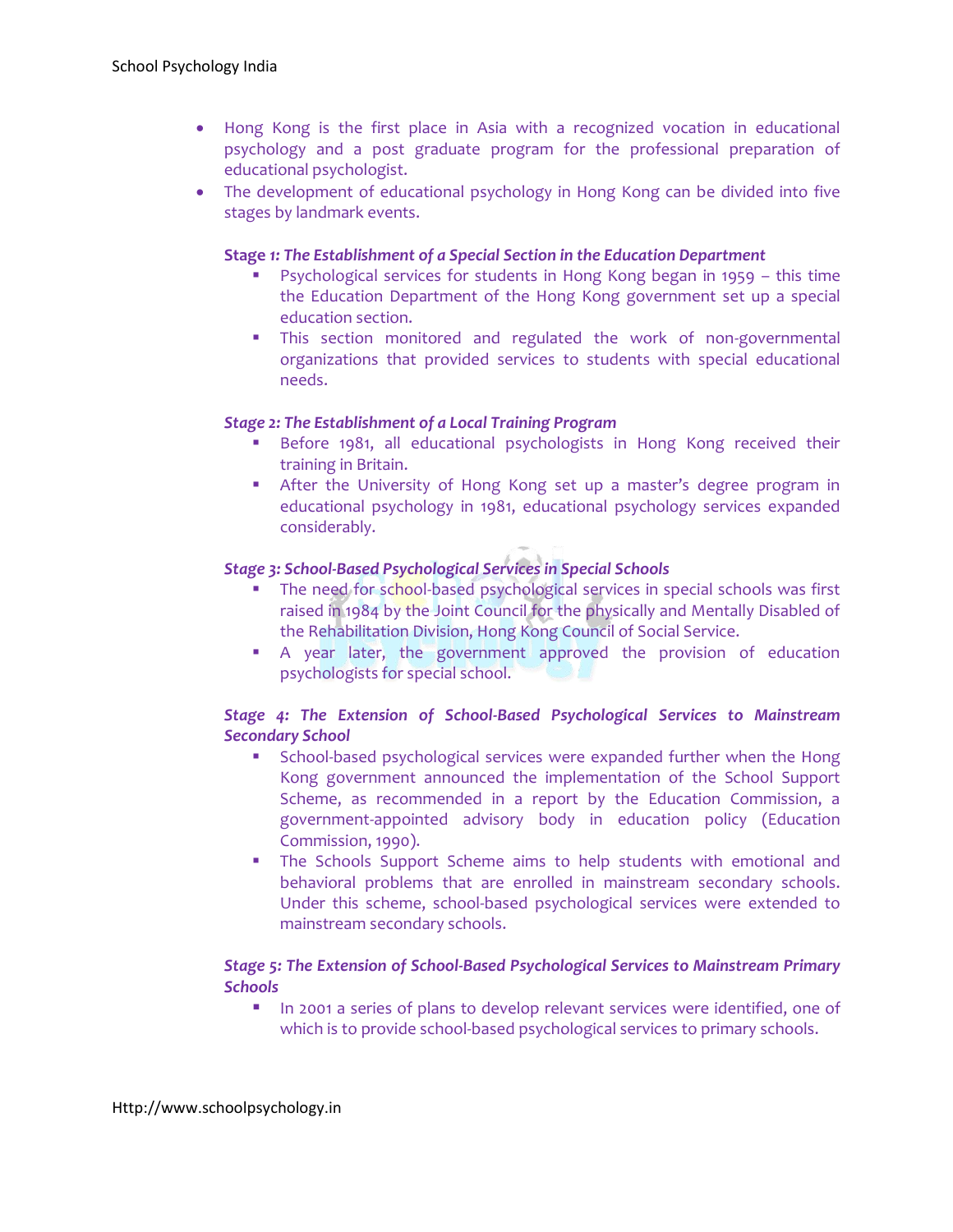- Hong Kong is the first place in Asia with a recognized vocation in educational psychology and a post graduate program for the professional preparation of educational psychologist.
- The development of educational psychology in Hong Kong can be divided into five stages by landmark events.

**Stage 1:** ***The Establishment of a Special Section in the Education Department***

- Psychological services for students in Hong Kong began in 1959 – this time the Education Department of the Hong Kong government set up a special education section.
- This section monitored and regulated the work of non-governmental organizations that provided services to students with special educational needs.

***Stage 2: The Establishment of a Local Training Program***

- Before 1981, all educational psychologists in Hong Kong received their training in Britain.
- After the University of Hong Kong set up a master's degree program in educational psychology in 1981, educational psychology services expanded considerably.

***Stage 3: School-Based Psychological Services in Special Schools***

- The need for school-based psychological services in special schools was first raised in 1984 by the Joint Council for the physically and Mentally Disabled of the Rehabilitation Division, Hong Kong Council of Social Service.
- A year later, the government approved the provision of education psychologists for special school.

***Stage 4: The Extension of School-Based Psychological Services to Mainstream Secondary School***

- School-based psychological services were expanded further when the Hong Kong government announced the implementation of the School Support Scheme, as recommended in a report by the Education Commission, a government-appointed advisory body in education policy (Education Commission, 1990).
- The Schools Support Scheme aims to help students with emotional and behavioral problems that are enrolled in mainstream secondary schools. Under this scheme, school-based psychological services were extended to mainstream secondary schools.

***Stage 5: The Extension of School-Based Psychological Services to Mainstream Primary Schools***

- In 2001 a series of plans to develop relevant services were identified, one of which is to provide school-based psychological services to primary schools.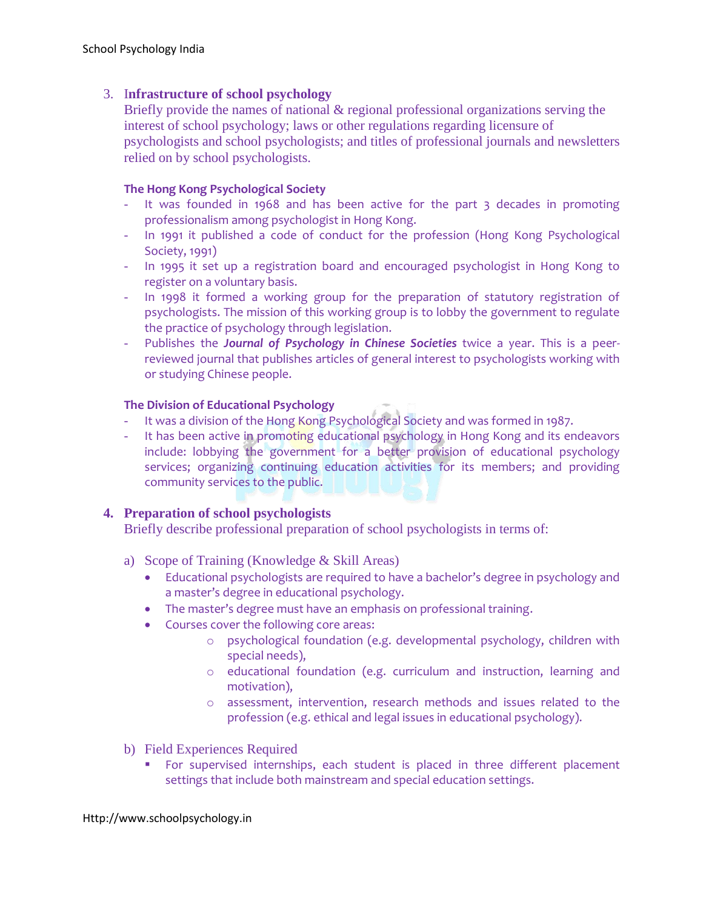3. **Infrastructure of school psychology**
   Briefly provide the names of national & regional professional organizations serving the interest of school psychology; laws or other regulations regarding licensure of psychologists and school psychologists; and titles of professional journals and newsletters relied on by school psychologists.

   **The Hong Kong Psychological Society**
   - It was founded in 1968 and has been active for the part 3 decades in promoting professionalism among psychologist in Hong Kong.
   - In 1991 it published a code of conduct for the profession (Hong Kong Psychological Society, 1991)
   - In 1995 it set up a registration board and encouraged psychologist in Hong Kong to register on a voluntary basis.
   - In 1998 it formed a working group for the preparation of statutory registration of psychologists. The mission of this working group is to lobby the government to regulate the practice of psychology through legislation.
   - Publishes the ***Journal of Psychology in Chinese Societies*** twice a year. This is a peer-reviewed journal that publishes articles of general interest to psychologists working with or studying Chinese people.

   **The Division of Educational Psychology**
   - It was a division of the Hong Kong Psychological Society and was formed in 1987.
   - It has been active in promoting educational psychology in Hong Kong and its endeavors include: lobbying the government for a better provision of educational psychology services; organizing continuing education activities for its members; and providing community services to the public.

4. **Preparation of school psychologists**
   Briefly describe professional preparation of school psychologists in terms of:

   a) Scope of Training (Knowledge & Skill Areas)
      - Educational psychologists are required to have a bachelor's degree in psychology and a master's degree in educational psychology.
      - The master's degree must have an emphasis on professional training.
      - Courses cover the following core areas:
        - psychological foundation (e.g. developmental psychology, children with special needs),
        - educational foundation (e.g. curriculum and instruction, learning and motivation),
        - assessment, intervention, research methods and issues related to the profession (e.g. ethical and legal issues in educational psychology).

   b) Field Experiences Required
      - For supervised internships, each student is placed in three different placement settings that include both mainstream and special education settings.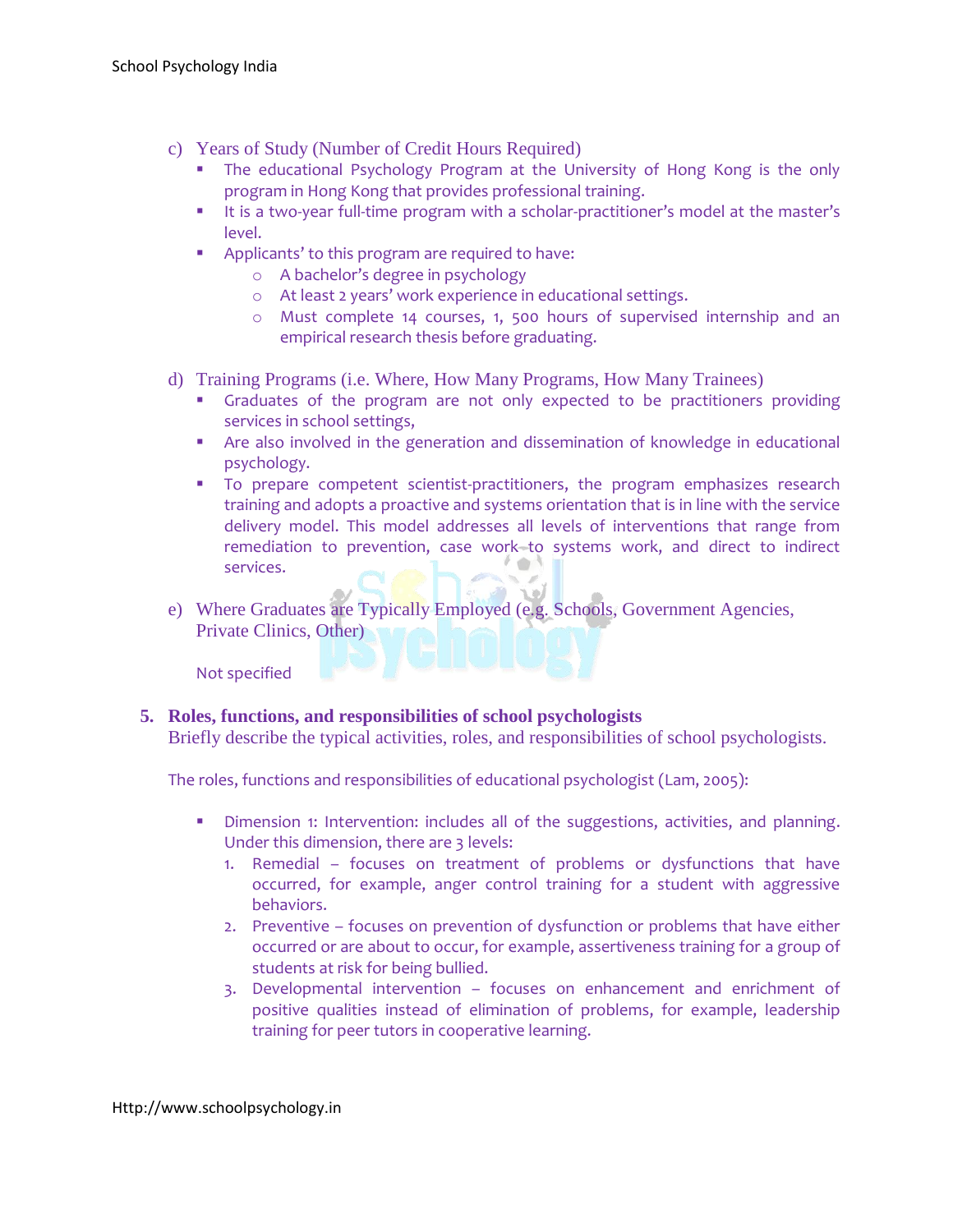c) Years of Study (Number of Credit Hours Required)

- The educational Psychology Program at the University of Hong Kong is the only program in Hong Kong that provides professional training.
- It is a two-year full-time program with a scholar-practitioner's model at the master's level.
- Applicants' to this program are required to have:
    - A bachelor's degree in psychology
    - At least 2 years' work experience in educational settings.
    - Must complete 14 courses, 1, 500 hours of supervised internship and an empirical research thesis before graduating.

d) Training Programs (i.e. Where, How Many Programs, How Many Trainees)

- Graduates of the program are not only expected to be practitioners providing services in school settings,
- Are also involved in the generation and dissemination of knowledge in educational psychology.
- To prepare competent scientist-practitioners, the program emphasizes research training and adopts a proactive and systems orientation that is in line with the service delivery model. This model addresses all levels of interventions that range from remediation to prevention, case work to systems work, and direct to indirect services.

e) Where Graduates are Typically Employed (e.g. Schools, Government Agencies, Private Clinics, Other)

Not specified

## 5. Roles, functions, and responsibilities of school psychologists

Briefly describe the typical activities, roles, and responsibilities of school psychologists.

The roles, functions and responsibilities of educational psychologist (Lam, 2005):

- Dimension 1: Intervention: includes all of the suggestions, activities, and planning. Under this dimension, there are 3 levels:
    1. Remedial – focuses on treatment of problems or dysfunctions that have occurred, for example, anger control training for a student with aggressive behaviors.
    2. Preventive – focuses on prevention of dysfunction or problems that have either occurred or are about to occur, for example, assertiveness training for a group of students at risk for being bullied.
    3. Developmental intervention – focuses on enhancement and enrichment of positive qualities instead of elimination of problems, for example, leadership training for peer tutors in cooperative learning.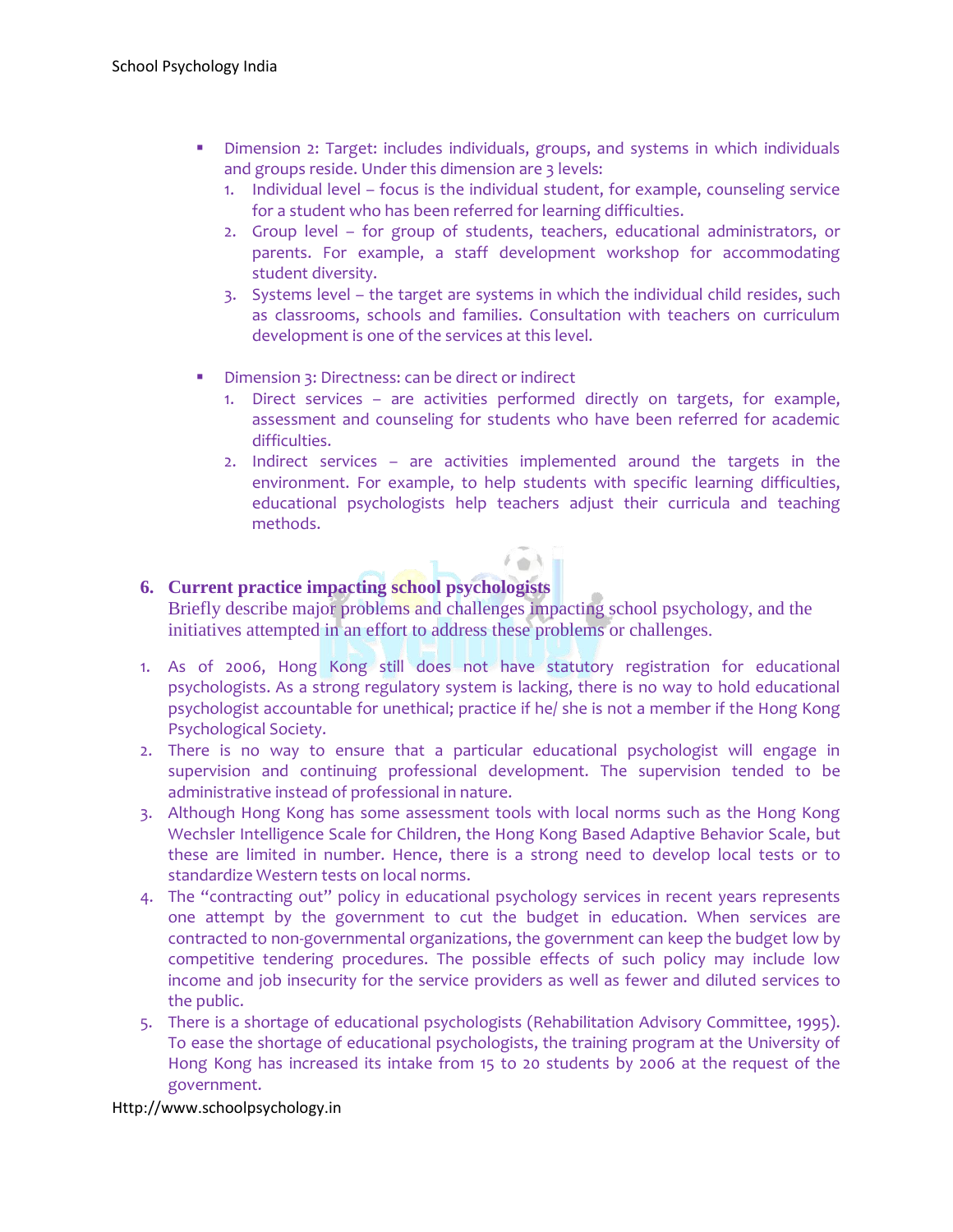- Dimension 2: Target: includes individuals, groups, and systems in which individuals and groups reside. Under this dimension are 3 levels:
  1. Individual level – focus is the individual student, for example, counseling service for a student who has been referred for learning difficulties.
  2. Group level – for group of students, teachers, educational administrators, or parents. For example, a staff development workshop for accommodating student diversity.
  3. Systems level – the target are systems in which the individual child resides, such as classrooms, schools and families. Consultation with teachers on curriculum development is one of the services at this level.

- Dimension 3: Directness: can be direct or indirect
  1. Direct services – are activities performed directly on targets, for example, assessment and counseling for students who have been referred for academic difficulties.
  2. Indirect services – are activities implemented around the targets in the environment. For example, to help students with specific learning difficulties, educational psychologists help teachers adjust their curricula and teaching methods.

## 6. Current practice impacting school psychologists

Briefly describe major problems and challenges impacting school psychology, and the initiatives attempted in an effort to address these problems or challenges.

1. As of 2006, Hong Kong still does not have statutory registration for educational psychologists. As a strong regulatory system is lacking, there is no way to hold educational psychologist accountable for unethical; practice if he/ she is not a member if the Hong Kong Psychological Society.
2. There is no way to ensure that a particular educational psychologist will engage in supervision and continuing professional development. The supervision tended to be administrative instead of professional in nature.
3. Although Hong Kong has some assessment tools with local norms such as the Hong Kong Wechsler Intelligence Scale for Children, the Hong Kong Based Adaptive Behavior Scale, but these are limited in number. Hence, there is a strong need to develop local tests or to standardize Western tests on local norms.
4. The "contracting out" policy in educational psychology services in recent years represents one attempt by the government to cut the budget in education. When services are contracted to non-governmental organizations, the government can keep the budget low by competitive tendering procedures. The possible effects of such policy may include low income and job insecurity for the service providers as well as fewer and diluted services to the public.
5. There is a shortage of educational psychologists (Rehabilitation Advisory Committee, 1995). To ease the shortage of educational psychologists, the training program at the University of Hong Kong has increased its intake from 15 to 20 students by 2006 at the request of the government.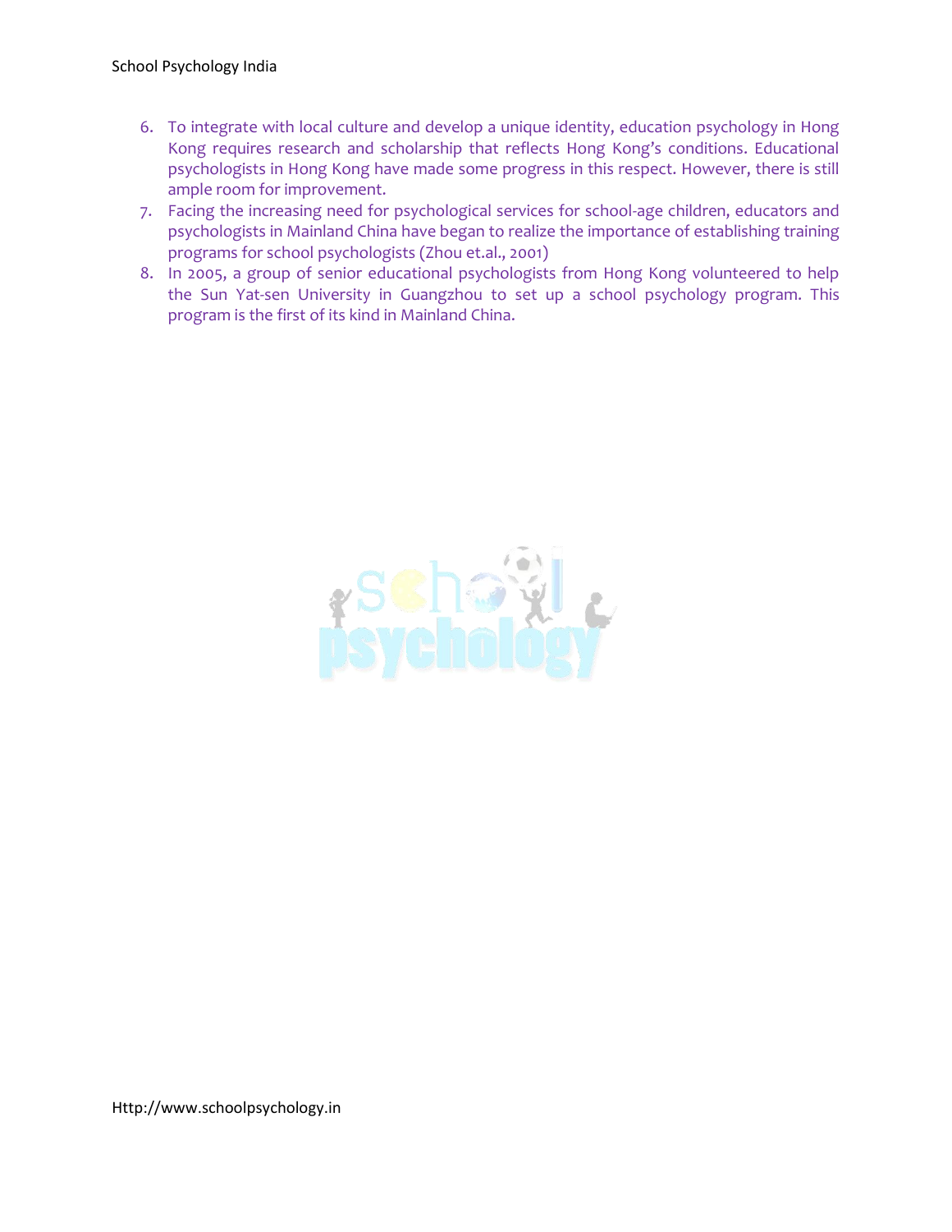6. To integrate with local culture and develop a unique identity, education psychology in Hong Kong requires research and scholarship that reflects Hong Kong's conditions. Educational psychologists in Hong Kong have made some progress in this respect. However, there is still ample room for improvement.
7. Facing the increasing need for psychological services for school-age children, educators and psychologists in Mainland China have began to realize the importance of establishing training programs for school psychologists (Zhou et.al., 2001)
8. In 2005, a group of senior educational psychologists from Hong Kong volunteered to help the Sun Yat-sen University in Guangzhou to set up a school psychology program. This program is the first of its kind in Mainland China.